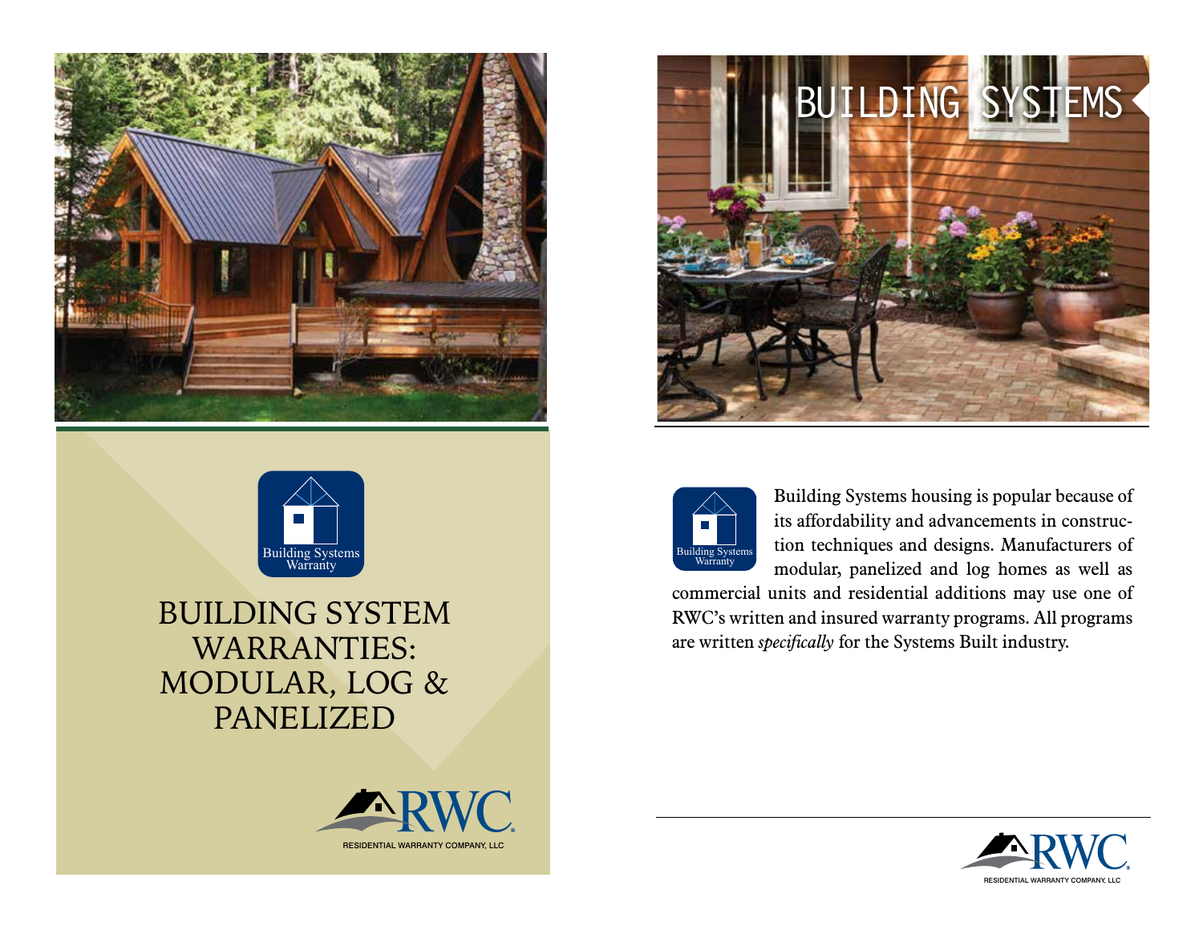Building Systems Warranty

# BUILDING SYSTEM WARRANTIES: MODULAR, LOG & PANELIZED

RWC

RESIDENTIAL WARRANTY COMPANY, LLC

# BUILDING SYSTEMS

Building Systems Warranty

Building Systems housing is popular because of its affordability and advancements in construction techniques and designs. Manufacturers of modular, panelized and log homes as well as commercial units and residential additions may use one of RWC's written and insured warranty programs. All programs are written *specifically* for the Systems Built industry.

RWC

RESIDENTIAL WARRANTY COMPANY, LLC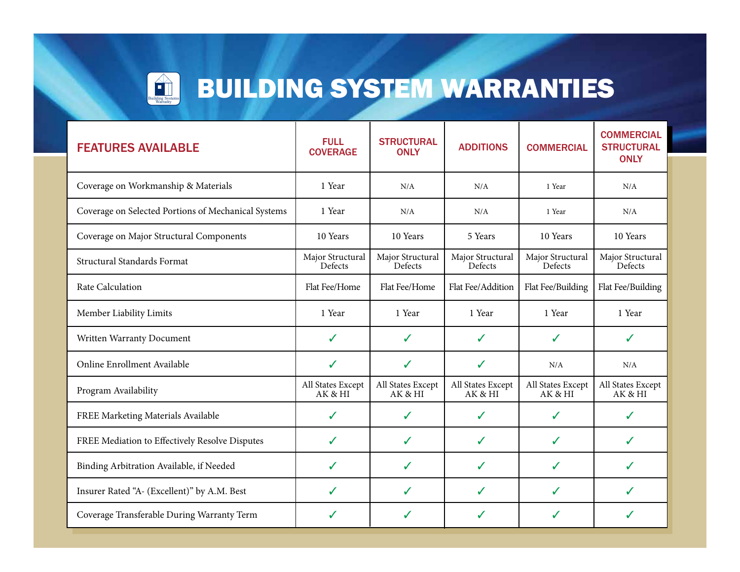# BUILDING SYSTEM WARRANTIES

| FEATURES AVAILABLE | FULL COVERAGE | STRUCTURAL ONLY | ADDITIONS | COMMERCIAL | COMMERCIAL STRUCTURAL ONLY |
|---|---|---|---|---|---|
| Coverage on Workmanship & Materials | 1 Year | N/A | N/A | 1 Year | N/A |
| Coverage on Selected Portions of Mechanical Systems | 1 Year | N/A | N/A | 1 Year | N/A |
| Coverage on Major Structural Components | 10 Years | 10 Years | 5 Years | 10 Years | 10 Years |
| Structural Standards Format | Major Structural Defects | Major Structural Defects | Major Structural Defects | Major Structural Defects | Major Structural Defects |
| Rate Calculation | Flat Fee/Home | Flat Fee/Home | Flat Fee/Addition | Flat Fee/Building | Flat Fee/Building |
| Member Liability Limits | 1 Year | 1 Year | 1 Year | 1 Year | 1 Year |
| Written Warranty Document | ✓ | ✓ | ✓ | ✓ | ✓ |
| Online Enrollment Available | ✓ | ✓ | ✓ | N/A | N/A |
| Program Availability | All States Except AK & HI | All States Except AK & HI | All States Except AK & HI | All States Except AK & HI | All States Except AK & HI |
| FREE Marketing Materials Available | ✓ | ✓ | ✓ | ✓ | ✓ |
| FREE Mediation to Effectively Resolve Disputes | ✓ | ✓ | ✓ | ✓ | ✓ |
| Binding Arbitration Available, if Needed | ✓ | ✓ | ✓ | ✓ | ✓ |
| Insurer Rated "A- (Excellent)" by A.M. Best | ✓ | ✓ | ✓ | ✓ | ✓ |
| Coverage Transferable During Warranty Term | ✓ | ✓ | ✓ | ✓ | ✓ |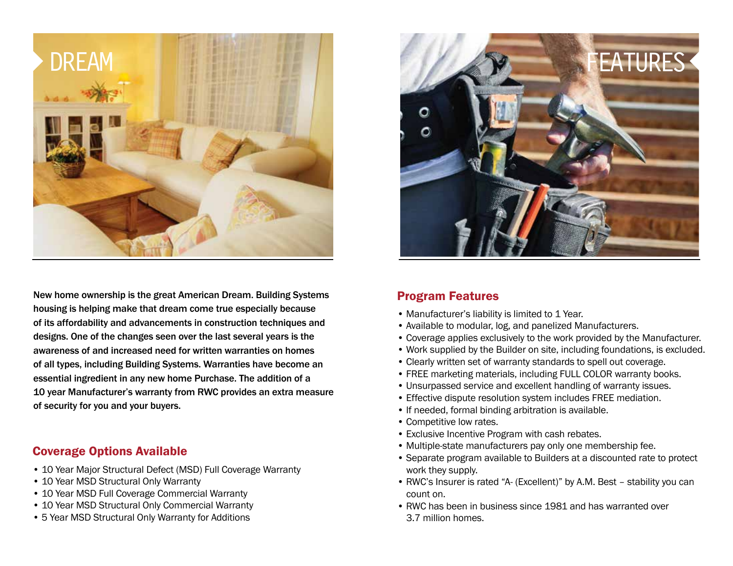# DREAM

# FEATURES

New home ownership is the great American Dream. Building Systems housing is helping make that dream come true especially because of its affordability and advancements in construction techniques and designs. One of the changes seen over the last several years is the awareness of and increased need for written warranties on homes of all types, including Building Systems. Warranties have become an essential ingredient in any new home Purchase. The addition of a 10 year Manufacturer's warranty from RWC provides an extra measure of security for you and your buyers.

## Coverage Options Available

- 10 Year Major Structural Defect (MSD) Full Coverage Warranty
- 10 Year MSD Structural Only Warranty
- 10 Year MSD Full Coverage Commercial Warranty
- 10 Year MSD Structural Only Commercial Warranty
- 5 Year MSD Structural Only Warranty for Additions

## Program Features

- Manufacturer's liability is limited to 1 Year.
- Available to modular, log, and panelized Manufacturers.
- Coverage applies exclusively to the work provided by the Manufacturer.
- Work supplied by the Builder on site, including foundations, is excluded.
- Clearly written set of warranty standards to spell out coverage.
- FREE marketing materials, including FULL COLOR warranty books.
- Unsurpassed service and excellent handling of warranty issues.
- Effective dispute resolution system includes FREE mediation.
- If needed, formal binding arbitration is available.
- Competitive low rates.
- Exclusive Incentive Program with cash rebates.
- Multiple-state manufacturers pay only one membership fee.
- Separate program available to Builders at a discounted rate to protect work they supply.
- RWC's Insurer is rated "A- (Excellent)" by A.M. Best – stability you can count on.
- RWC has been in business since 1981 and has warranted over 3.7 million homes.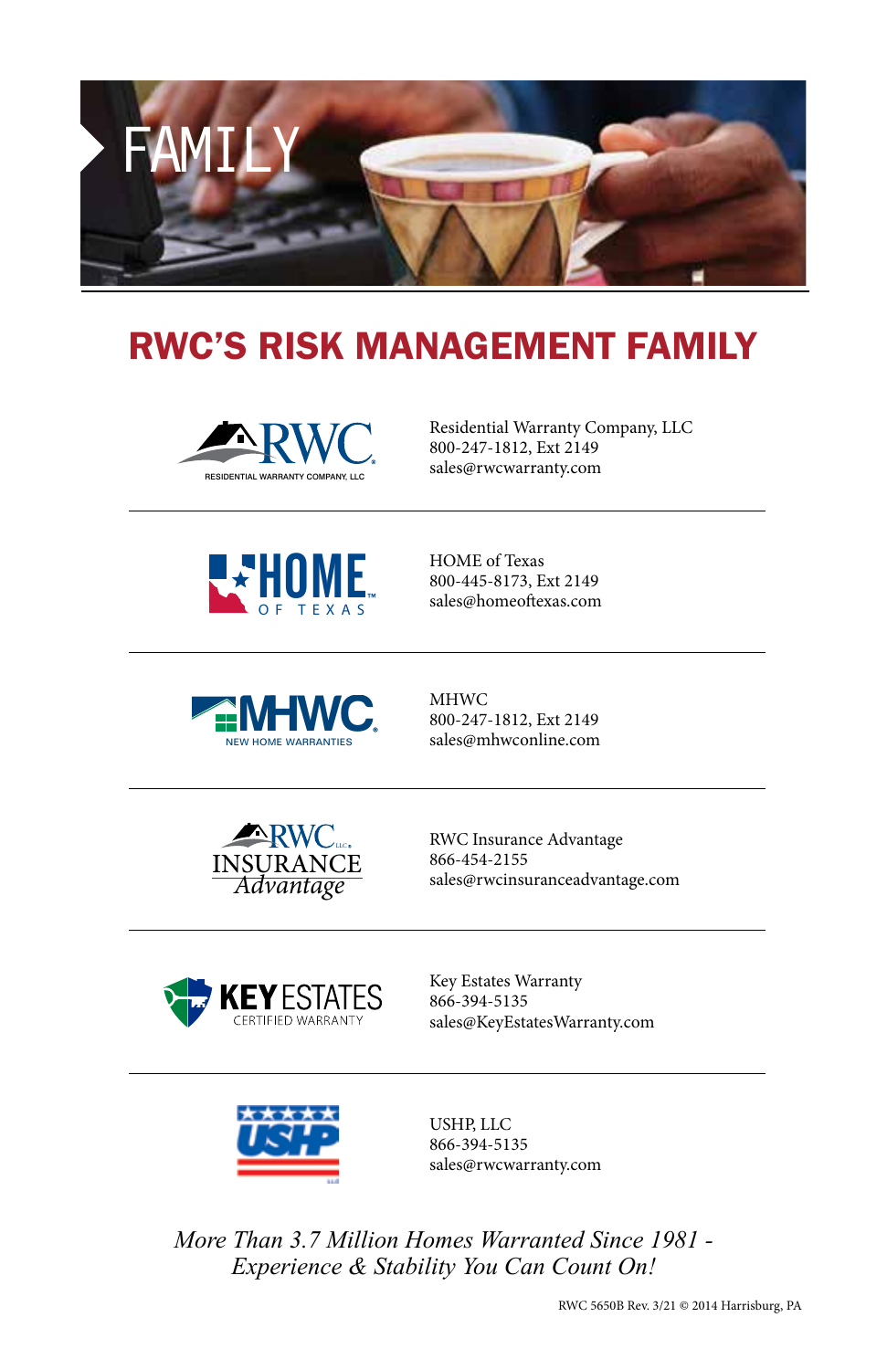FAMILY

# RWC'S RISK MANAGEMENT FAMILY

Residential Warranty Company, LLC
800-247-1812, Ext 2149
sales@rwcwarranty.com

HOME of Texas
800-445-8173, Ext 2149
sales@homeoftexas.com

MHWC
800-247-1812, Ext 2149
sales@mhwconline.com

RWC Insurance Advantage
866-454-2155
sales@rwcinsuranceadvantage.com

Key Estates Warranty
866-394-5135
sales@KeyEstatesWarranty.com

USHP, LLC
866-394-5135
sales@rwcwarranty.com

*More Than 3.7 Million Homes Warranted Since 1981 - Experience & Stability You Can Count On!*

RWC 5650B Rev. 3/21 © 2014 Harrisburg, PA